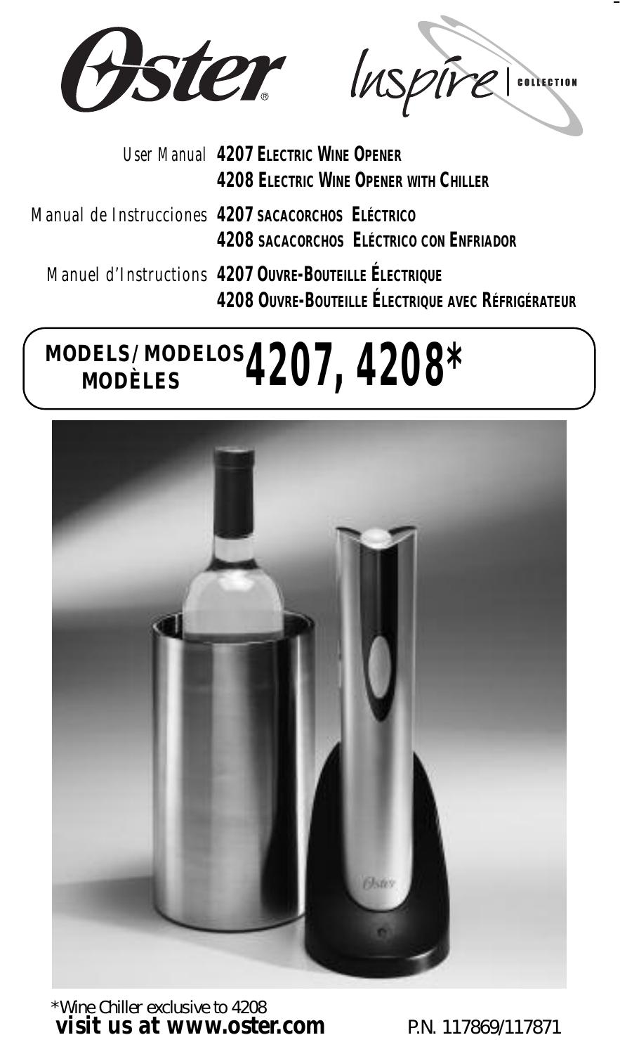# Oster® Inspire COLLECTION

User Manual **4207 ELECTRIC WINE OPENER**
**4208 ELECTRIC WINE OPENER WITH CHILLER**

Manual de Instrucciones **4207 SACACORCHOS ELÉCTRICO**
**4208 SACACORCHOS ELÉCTRICO CON ENFRIADOR**

Manuel d'Instructions **4207 OUVRE-BOUTEILLE ÉLECTRIQUE**
**4208 OUVRE-BOUTEILLE ÉLECTRIQUE AVEC RÉFRIGÉRATEUR**

## MODELS/MODELOS MODÈLES 4207, 4208*

*Wine Chiller exclusive to 4208

**visit us at www.oster.com**

P.N. 117869/117871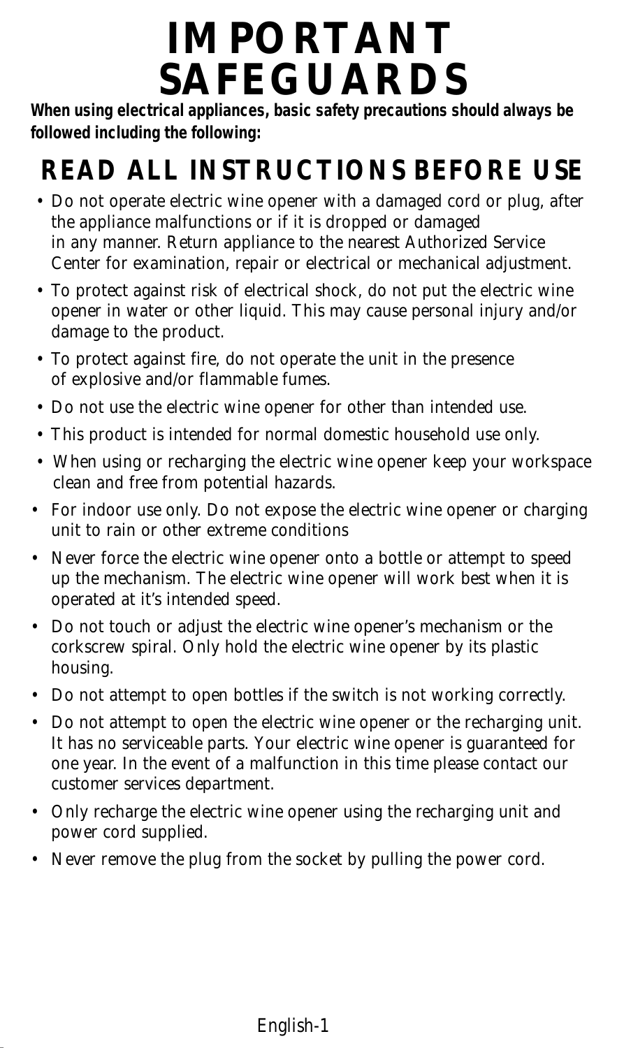# IMPORTANT SAFEGUARDS

**When using electrical appliances, basic safety precautions should always be followed including the following:**

## READ ALL INSTRUCTIONS BEFORE USE

- Do not operate electric wine opener with a damaged cord or plug, after the appliance malfunctions or if it is dropped or damaged in any manner. Return appliance to the nearest Authorized Service Center for examination, repair or electrical or mechanical adjustment.
- To protect against risk of electrical shock, do not put the electric wine opener in water or other liquid. This may cause personal injury and/or damage to the product.
- To protect against fire, do not operate the unit in the presence of explosive and/or flammable fumes.
- Do not use the electric wine opener for other than intended use.
- This product is intended for normal domestic household use only.
- When using or recharging the electric wine opener keep your workspace clean and free from potential hazards.
- For indoor use only. Do not expose the electric wine opener or charging unit to rain or other extreme conditions
- Never force the electric wine opener onto a bottle or attempt to speed up the mechanism. The electric wine opener will work best when it is operated at it's intended speed.
- Do not touch or adjust the electric wine opener's mechanism or the corkscrew spiral. Only hold the electric wine opener by its plastic housing.
- Do not attempt to open bottles if the switch is not working correctly.
- Do not attempt to open the electric wine opener or the recharging unit. It has no serviceable parts. Your electric wine opener is guaranteed for one year. In the event of a malfunction in this time please contact our customer services department.
- Only recharge the electric wine opener using the recharging unit and power cord supplied.
- Never remove the plug from the socket by pulling the power cord.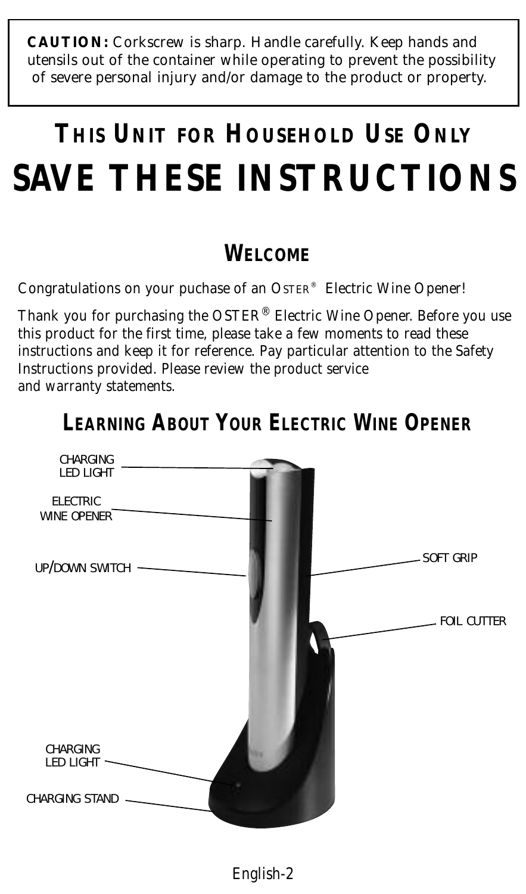**CAUTION:** Corkscrew is sharp. Handle carefully. Keep hands and utensils out of the container while operating to prevent the possibility of severe personal injury and/or damage to the product or property.

# THIS UNIT FOR HOUSEHOLD USE ONLY

# SAVE THESE INSTRUCTIONS

## WELCOME

Congratulations on your puchase of an OSTER® Electric Wine Opener!

Thank you for purchasing the OSTER® Electric Wine Opener. Before you use this product for the first time, please take a few moments to read these instructions and keep it for reference. Pay particular attention to the Safety Instructions provided. Please review the product service and warranty statements.

## LEARNING ABOUT YOUR ELECTRIC WINE OPENER

CHARGING LED LIGHT

ELECTRIC WINE OPENER

UP/DOWN SWITCH

SOFT GRIP

FOIL CUTTER

CHARGING LED LIGHT

CHARGING STAND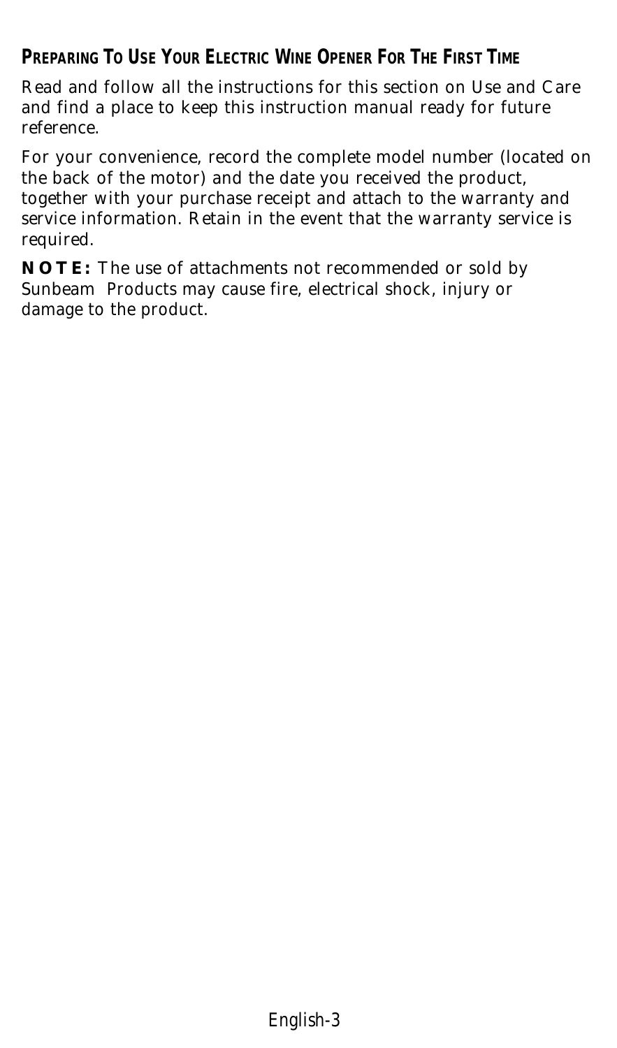## PREPARING TO USE YOUR ELECTRIC WINE OPENER FOR THE FIRST TIME

Read and follow all the instructions for this section on Use and Care and find a place to keep this instruction manual ready for future reference.

For your convenience, record the complete model number (located on the back of the motor) and the date you received the product, together with your purchase receipt and attach to the warranty and service information. Retain in the event that the warranty service is required.

**NOTE:** The use of attachments not recommended or sold by Sunbeam Products may cause fire, electrical shock, injury or damage to the product.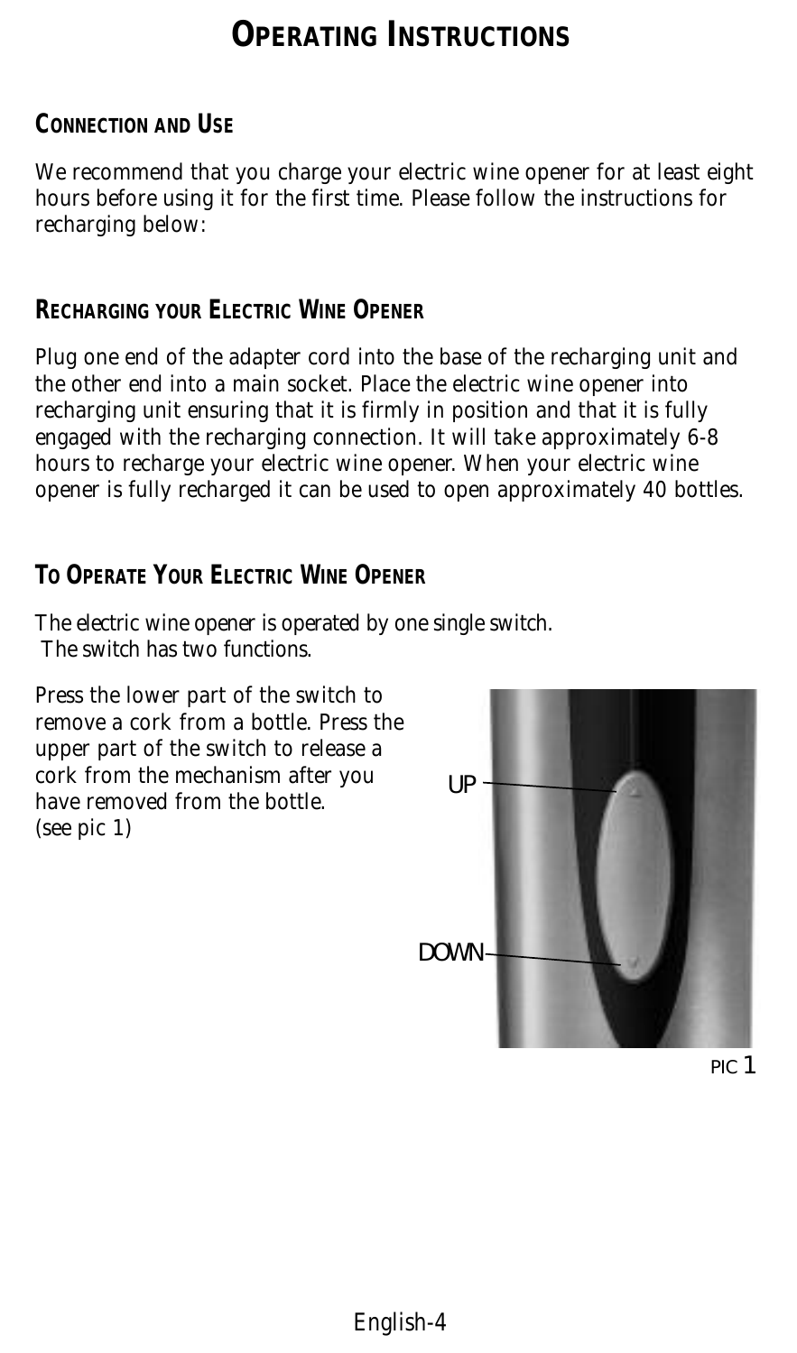# OPERATING INSTRUCTIONS

## CONNECTION AND USE

We recommend that you charge your electric wine opener for at least eight hours before using it for the first time. Please follow the instructions for recharging below:

## RECHARGING YOUR ELECTRIC WINE OPENER

Plug one end of the adapter cord into the base of the recharging unit and the other end into a main socket. Place the electric wine opener into recharging unit ensuring that it is firmly in position and that it is fully engaged with the recharging connection. It will take approximately 6-8 hours to recharge your electric wine opener. When your electric wine opener is fully recharged it can be used to open approximately 40 bottles.

## TO OPERATE YOUR ELECTRIC WINE OPENER

The electric wine opener is operated by one single switch. The switch has two functions.

Press the lower part of the switch to remove a cork from a bottle. Press the upper part of the switch to release a cork from the mechanism after you have removed from the bottle. (see pic 1)

UP

DOWN

PIC 1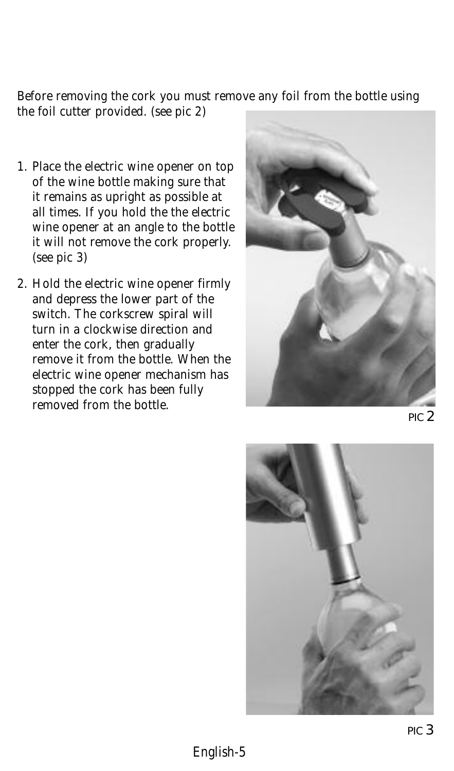Before removing the cork you must remove any foil from the bottle using the foil cutter provided. (see pic 2)

1. Place the electric wine opener on top of the wine bottle making sure that it remains as upright as possible at all times. If you hold the the electric wine opener at an angle to the bottle it will not remove the cork properly. (see pic 3)
2. Hold the electric wine opener firmly and depress the lower part of the switch. The corkscrew spiral will turn in a clockwise direction and enter the cork, then gradually remove it from the bottle. When the electric wine opener mechanism has stopped the cork has been fully removed from the bottle.

PIC 2

PIC 3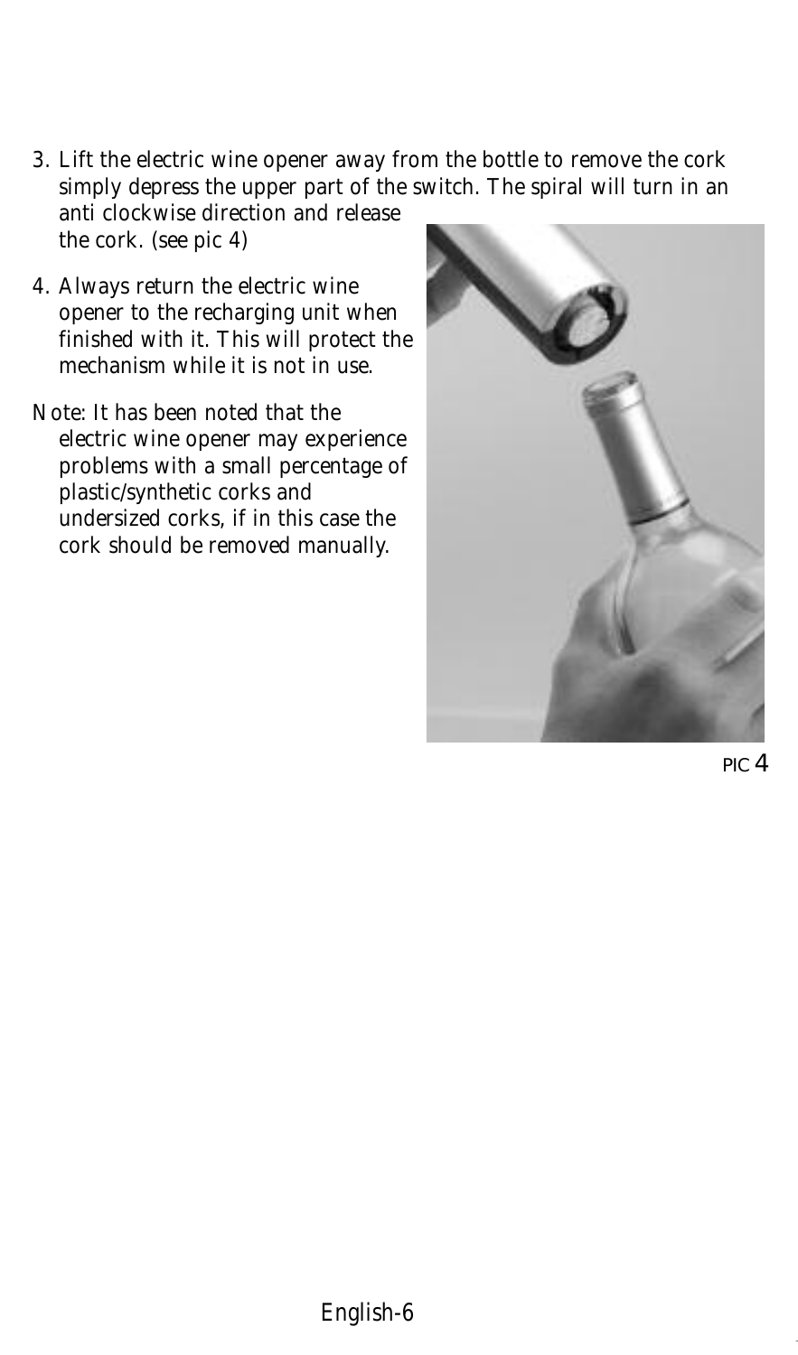3. Lift the electric wine opener away from the bottle to remove the cork simply depress the upper part of the switch. The spiral will turn in an anti clockwise direction and release the cork. (see pic 4)

4. Always return the electric wine opener to the recharging unit when finished with it. This will protect the mechanism while it is not in use.

Note: It has been noted that the electric wine opener may experience problems with a small percentage of plastic/synthetic corks and undersized corks, if in this case the cork should be removed manually.

PIC 4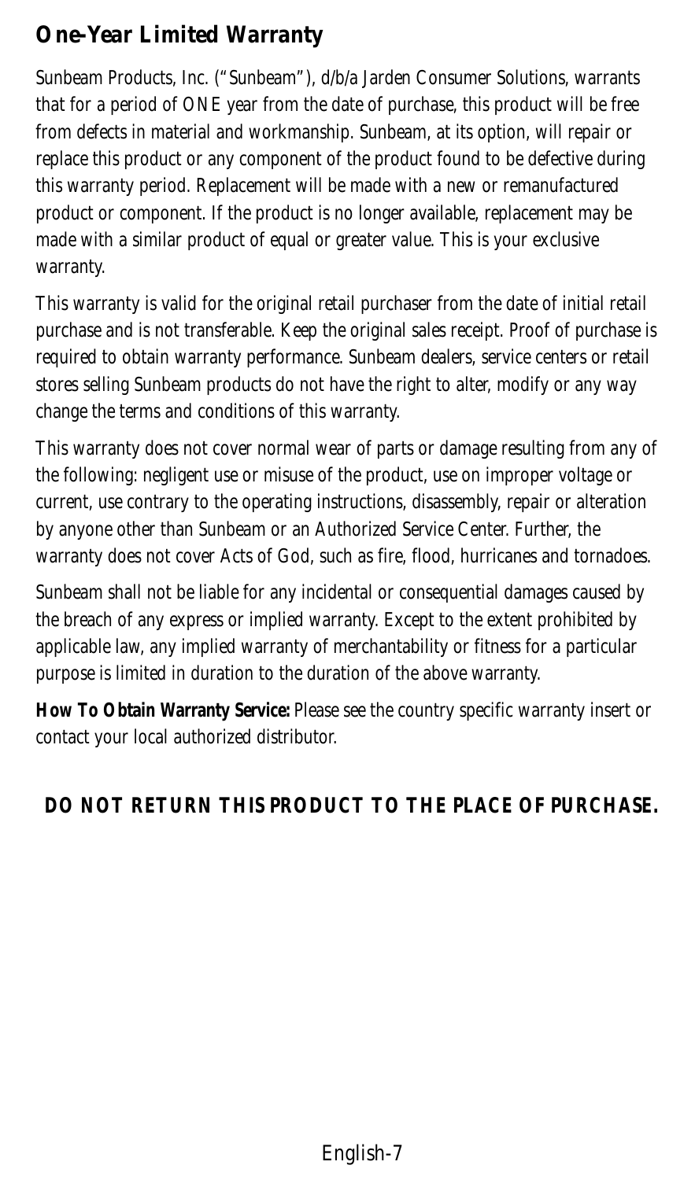## *One-Year Limited Warranty*

Sunbeam Products, Inc. ("Sunbeam"), d/b/a Jarden Consumer Solutions, warrants that for a period of ONE year from the date of purchase, this product will be free from defects in material and workmanship. Sunbeam, at its option, will repair or replace this product or any component of the product found to be defective during this warranty period. Replacement will be made with a new or remanufactured product or component. If the product is no longer available, replacement may be made with a similar product of equal or greater value. This is your exclusive warranty.

This warranty is valid for the original retail purchaser from the date of initial retail purchase and is not transferable. Keep the original sales receipt. Proof of purchase is required to obtain warranty performance. Sunbeam dealers, service centers or retail stores selling Sunbeam products do not have the right to alter, modify or any way change the terms and conditions of this warranty.

This warranty does not cover normal wear of parts or damage resulting from any of the following: negligent use or misuse of the product, use on improper voltage or current, use contrary to the operating instructions, disassembly, repair or alteration by anyone other than Sunbeam or an Authorized Service Center. Further, the warranty does not cover Acts of God, such as fire, flood, hurricanes and tornadoes.

Sunbeam shall not be liable for any incidental or consequential damages caused by the breach of any express or implied warranty. Except to the extent prohibited by applicable law, any implied warranty of merchantability or fitness for a particular purpose is limited in duration to the duration of the above warranty.

**How To Obtain Warranty Service:** Please see the country specific warranty insert or contact your local authorized distributor.

***DO NOT RETURN THIS PRODUCT TO THE PLACE OF PURCHASE.***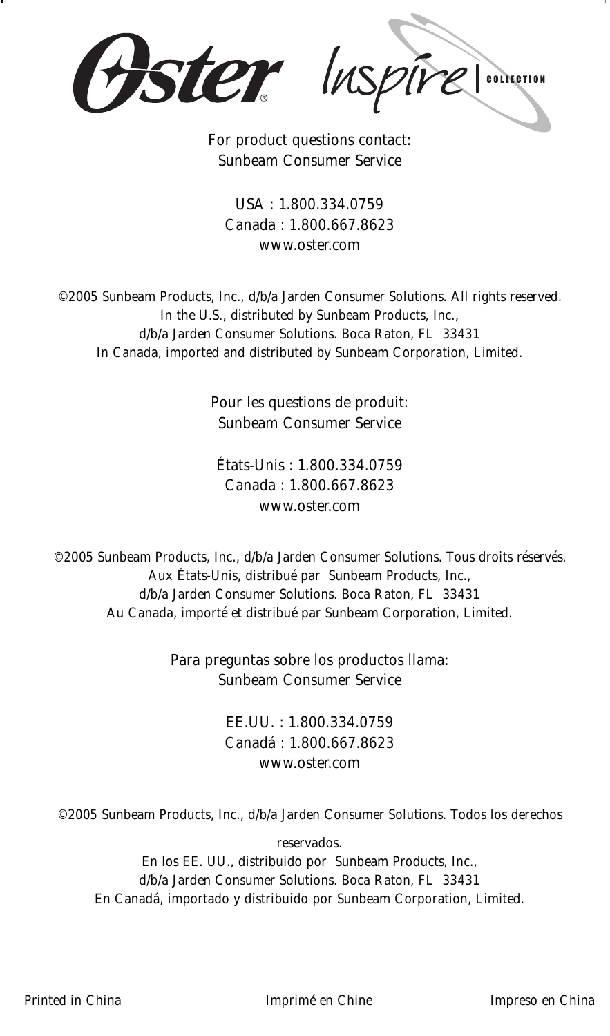Oster® Inspire | COLLECTION

For product questions contact:
Sunbeam Consumer Service

USA : 1.800.334.0759
Canada : 1.800.667.8623
www.oster.com

©2005 Sunbeam Products, Inc., d/b/a Jarden Consumer Solutions. All rights reserved.
In the U.S., distributed by Sunbeam Products, Inc.,
d/b/a Jarden Consumer Solutions. Boca Raton, FL 33431
In Canada, imported and distributed by Sunbeam Corporation, Limited.

Pour les questions de produit:
Sunbeam Consumer Service

États-Unis : 1.800.334.0759
Canada : 1.800.667.8623
www.oster.com

©2005 Sunbeam Products, Inc., d/b/a Jarden Consumer Solutions. Tous droits réservés.
Aux États-Unis, distribué par Sunbeam Products, Inc.,
d/b/a Jarden Consumer Solutions. Boca Raton, FL 33431
Au Canada, importé et distribué par Sunbeam Corporation, Limited.

Para preguntas sobre los productos llama:
Sunbeam Consumer Service

EE.UU. : 1.800.334.0759
Canadá : 1.800.667.8623
www.oster.com

©2005 Sunbeam Products, Inc., d/b/a Jarden Consumer Solutions. Todos los derechos reservados.
En los EE. UU., distribuido por Sunbeam Products, Inc.,
d/b/a Jarden Consumer Solutions. Boca Raton, FL 33431
En Canadá, importado y distribuido por Sunbeam Corporation, Limited.

Printed in China — Imprimé en Chine — Impreso en China